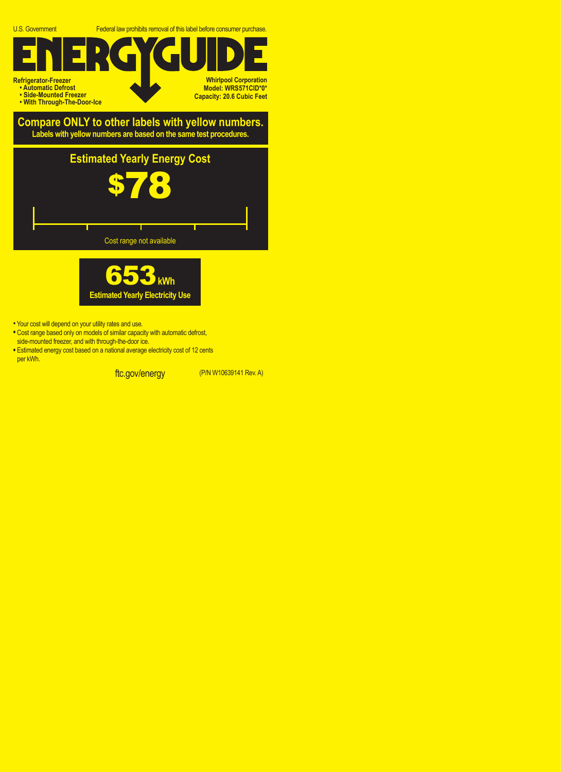U.S. Government

Federal law prohibits removal of this label before consumer purchase.

# ENERGYGUIDE

**Refrigerator-Freezer**
- **Automatic Defrost**
- **Side-Mounted Freezer**
- **With Through-The-Door-Ice**

**Whirlpool Corporation**
**Model: WRS571CID*0***
**Capacity: 20.6 Cubic Feet**

## Compare ONLY to other labels with yellow numbers.

**Labels with yellow numbers are based on the same test procedures.**

## Estimated Yearly Energy Cost

# $78

Cost range not available

# 653 kWh

**Estimated Yearly Electricity Use**

- Your cost will depend on your utility rates and use.
- Cost range based only on models of similar capacity with automatic defrost, side-mounted freezer, and with through-the-door ice.
- Estimated energy cost based on a national average electricity cost of 12 cents per kWh.

ftc.gov/energy

(P/N W10639141 Rev. A)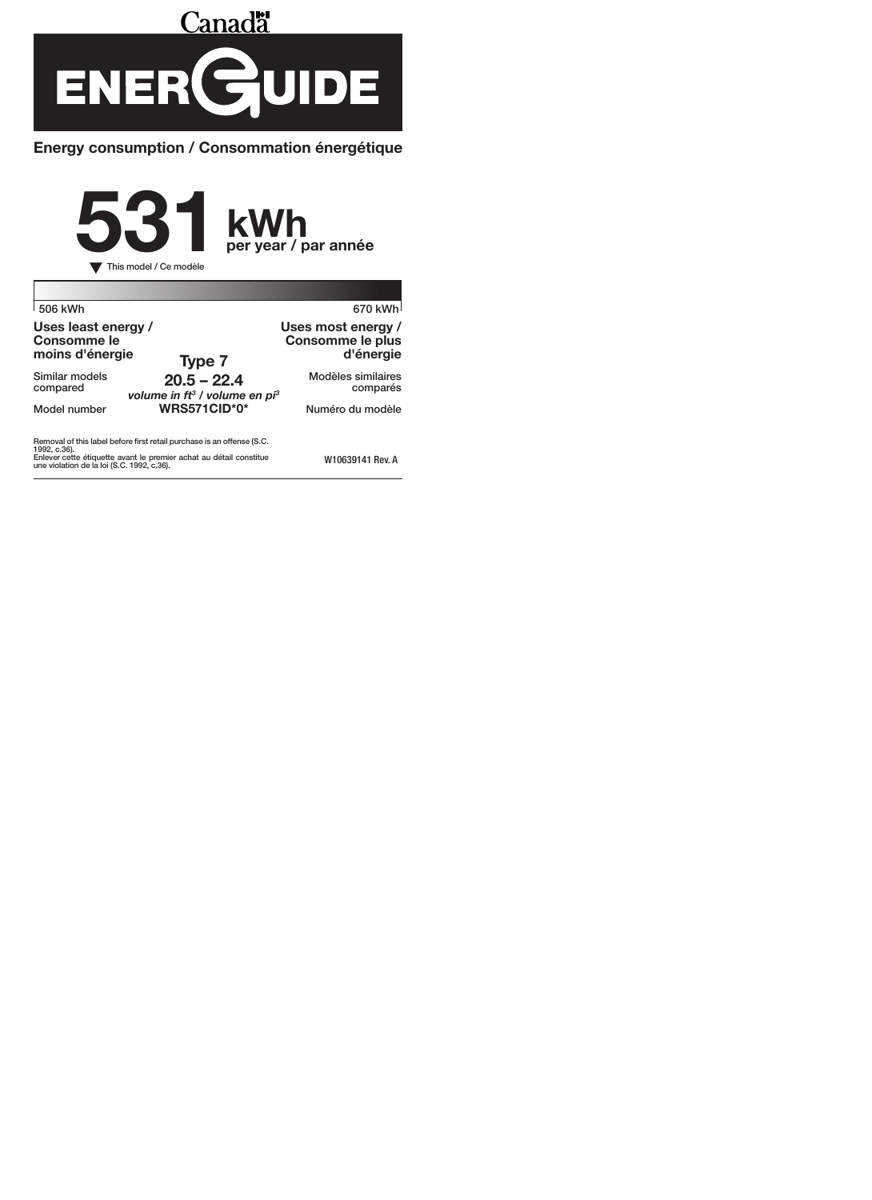Canada

# ENERGUIDE

**Energy consumption / Consommation énergétique**

# 531 kWh

**per year / par année**

▼ This model / Ce modèle

506 kWh

670 kWh

**Uses least energy / Consomme le moins d'énergie**

**Uses most energy / Consomme le plus d'énergie**

**Type 7**

Similar models compared

**20.5 – 22.4**

***volume in ft³ / volume en pi³***

Modèles similaires comparés

Model number

**WRS571CID*0***

Numéro du modèle

Removal of this label before first retail purchase is an offense (S.C. 1992, c.36).
Enlever cette étiquette avant le premier achat au détail constitue une violation de la loi (S.C. 1992, c.36).

W10639141 Rev. A